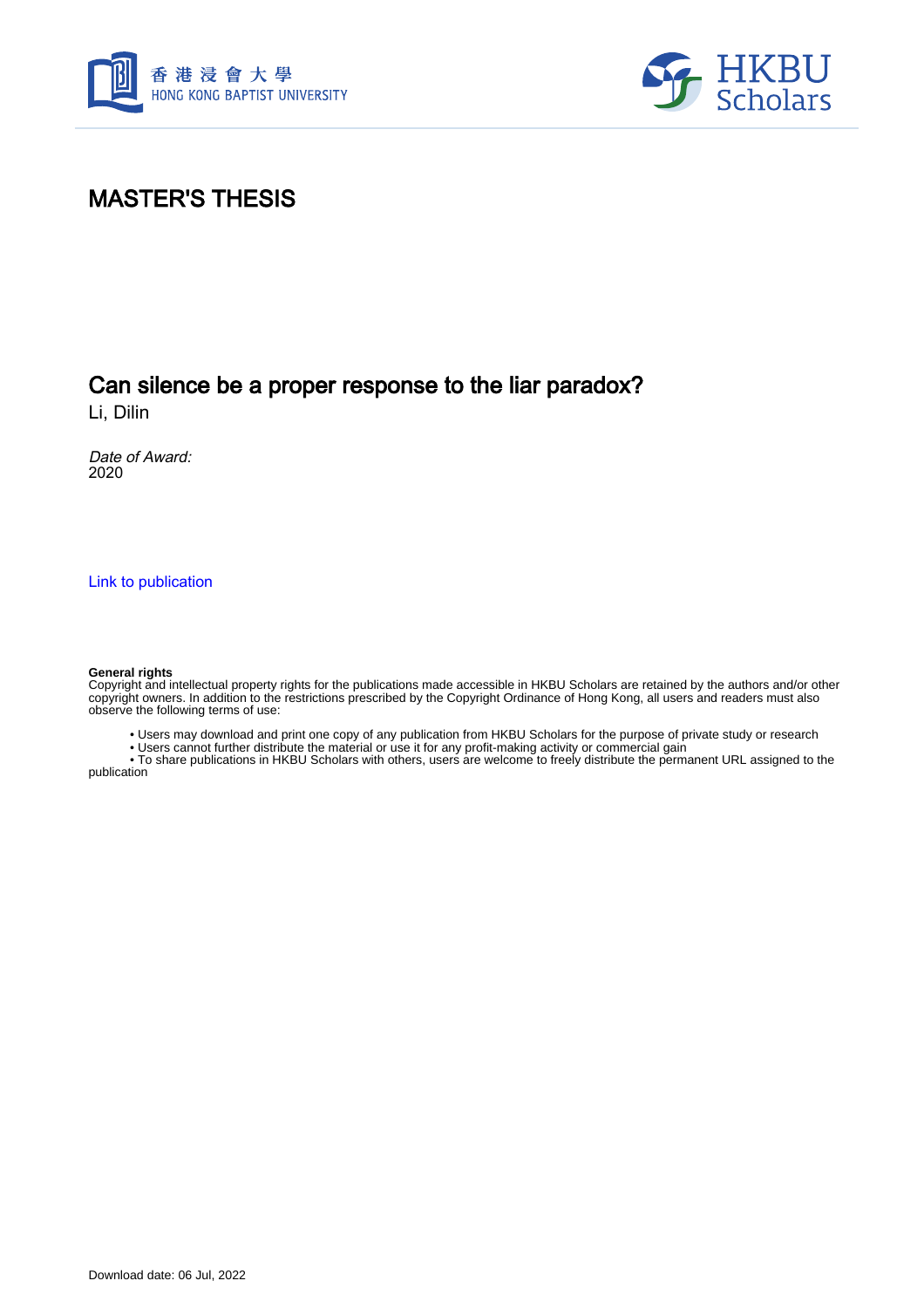# MASTER'S THESIS

## Can silence be a proper response to the liar paradox?

Li, Dilin

*Date of Award:*
2020

[Link to publication](#)

**General rights**
Copyright and intellectual property rights for the publications made accessible in HKBU Scholars are retained by the authors and/or other copyright owners. In addition to the restrictions prescribed by the Copyright Ordinance of Hong Kong, all users and readers must also observe the following terms of use:

- Users may download and print one copy of any publication from HKBU Scholars for the purpose of private study or research
- Users cannot further distribute the material or use it for any profit-making activity or commercial gain
- To share publications in HKBU Scholars with others, users are welcome to freely distribute the permanent URL assigned to the publication

Download date: 06 Jul, 2022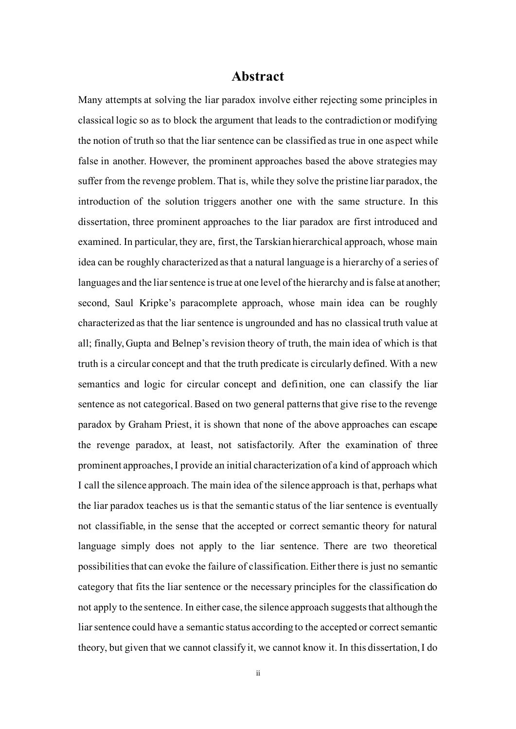## Abstract

Many attempts at solving the liar paradox involve either rejecting some principles in classical logic so as to block the argument that leads to the contradiction or modifying the notion of truth so that the liar sentence can be classified as true in one aspect while false in another. However, the prominent approaches based the above strategies may suffer from the revenge problem. That is, while they solve the pristine liar paradox, the introduction of the solution triggers another one with the same structure. In this dissertation, three prominent approaches to the liar paradox are first introduced and examined. In particular, they are, first, the Tarskian hierarchical approach, whose main idea can be roughly characterized as that a natural language is a hierarchy of a series of languages and the liar sentence is true at one level of the hierarchy and is false at another; second, Saul Kripke's paracomplete approach, whose main idea can be roughly characterized as that the liar sentence is ungrounded and has no classical truth value at all; finally, Gupta and Belnep's revision theory of truth, the main idea of which is that truth is a circular concept and that the truth predicate is circularly defined. With a new semantics and logic for circular concept and definition, one can classify the liar sentence as not categorical. Based on two general patterns that give rise to the revenge paradox by Graham Priest, it is shown that none of the above approaches can escape the revenge paradox, at least, not satisfactorily. After the examination of three prominent approaches, I provide an initial characterization of a kind of approach which I call the silence approach. The main idea of the silence approach is that, perhaps what the liar paradox teaches us is that the semantic status of the liar sentence is eventually not classifiable, in the sense that the accepted or correct semantic theory for natural language simply does not apply to the liar sentence. There are two theoretical possibilities that can evoke the failure of classification. Either there is just no semantic category that fits the liar sentence or the necessary principles for the classification do not apply to the sentence. In either case, the silence approach suggests that although the liar sentence could have a semantic status according to the accepted or correct semantic theory, but given that we cannot classify it, we cannot know it. In this dissertation, I do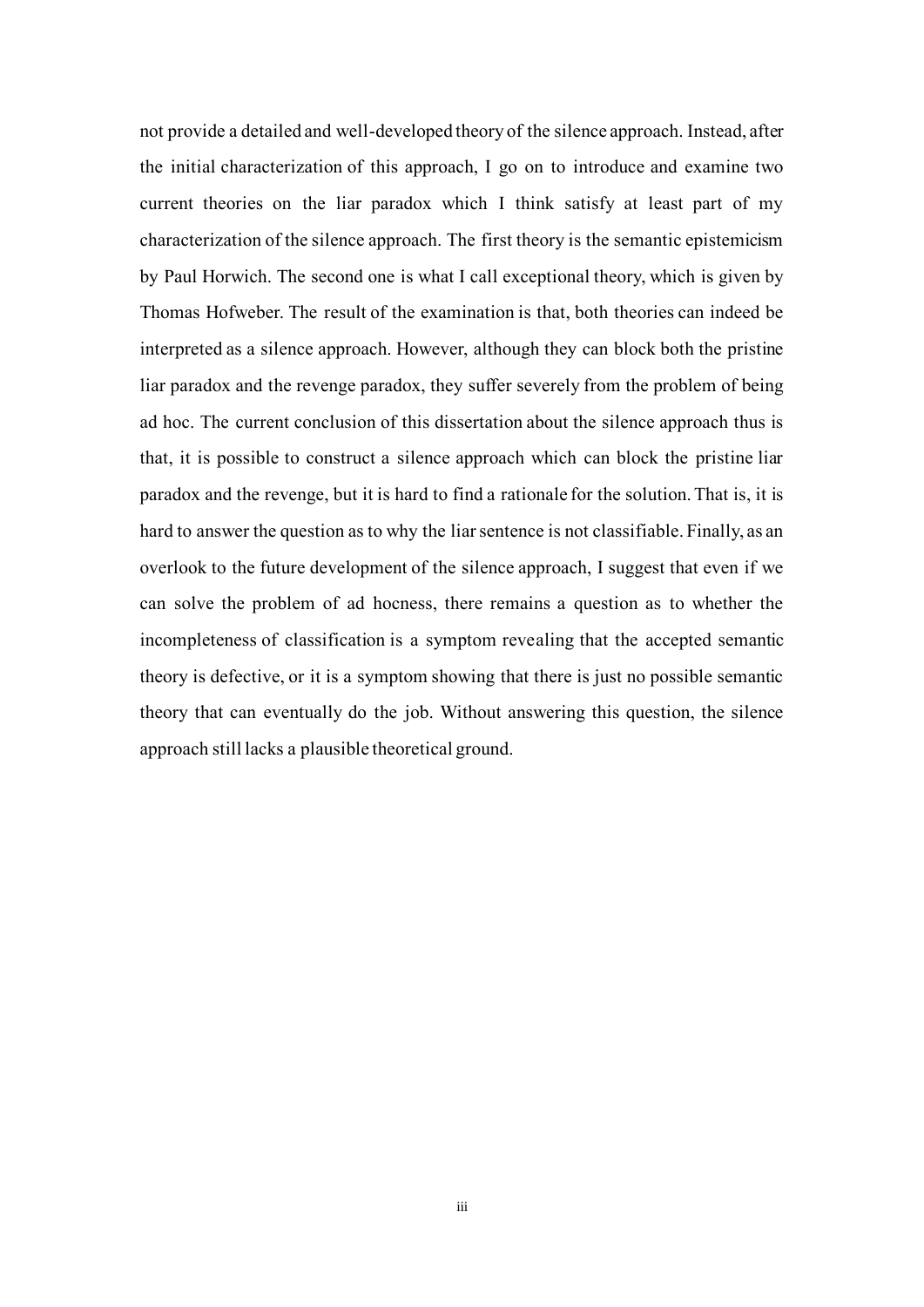not provide a detailed and well-developed theory of the silence approach. Instead, after the initial characterization of this approach, I go on to introduce and examine two current theories on the liar paradox which I think satisfy at least part of my characterization of the silence approach. The first theory is the semantic epistemicism by Paul Horwich. The second one is what I call exceptional theory, which is given by Thomas Hofweber. The result of the examination is that, both theories can indeed be interpreted as a silence approach. However, although they can block both the pristine liar paradox and the revenge paradox, they suffer severely from the problem of being ad hoc. The current conclusion of this dissertation about the silence approach thus is that, it is possible to construct a silence approach which can block the pristine liar paradox and the revenge, but it is hard to find a rationale for the solution. That is, it is hard to answer the question as to why the liar sentence is not classifiable. Finally, as an overlook to the future development of the silence approach, I suggest that even if we can solve the problem of ad hocness, there remains a question as to whether the incompleteness of classification is a symptom revealing that the accepted semantic theory is defective, or it is a symptom showing that there is just no possible semantic theory that can eventually do the job. Without answering this question, the silence approach still lacks a plausible theoretical ground.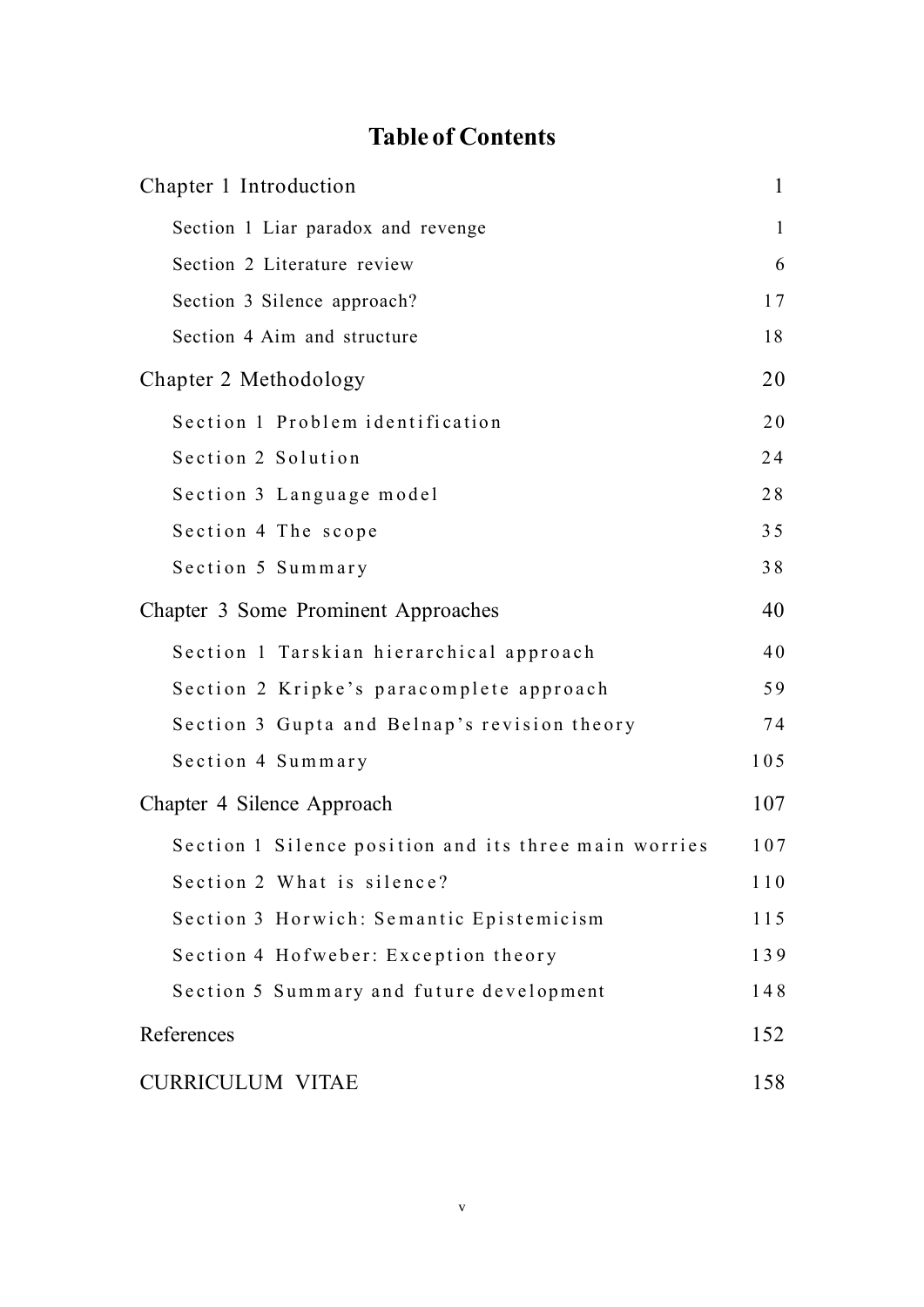# Table of Contents

| | |
|---|---|
| Chapter 1 Introduction | 1 |
| Section 1 Liar paradox and revenge | 1 |
| Section 2 Literature review | 6 |
| Section 3 Silence approach? | 17 |
| Section 4 Aim and structure | 18 |
| Chapter 2 Methodology | 20 |
| Section 1 Problem identification | 20 |
| Section 2 Solution | 24 |
| Section 3 Language model | 28 |
| Section 4 The scope | 35 |
| Section 5 Summary | 38 |
| Chapter 3 Some Prominent Approaches | 40 |
| Section 1 Tarskian hierarchical approach | 40 |
| Section 2 Kripke's paracomplete approach | 59 |
| Section 3 Gupta and Belnap's revision theory | 74 |
| Section 4 Summary | 105 |
| Chapter 4 Silence Approach | 107 |
| Section 1 Silence position and its three main worries | 107 |
| Section 2 What is silence? | 110 |
| Section 3 Horwich: Semantic Epistemicism | 115 |
| Section 4 Hofweber: Exception theory | 139 |
| Section 5 Summary and future development | 148 |
| References | 152 |
| CURRICULUM VITAE | 158 |